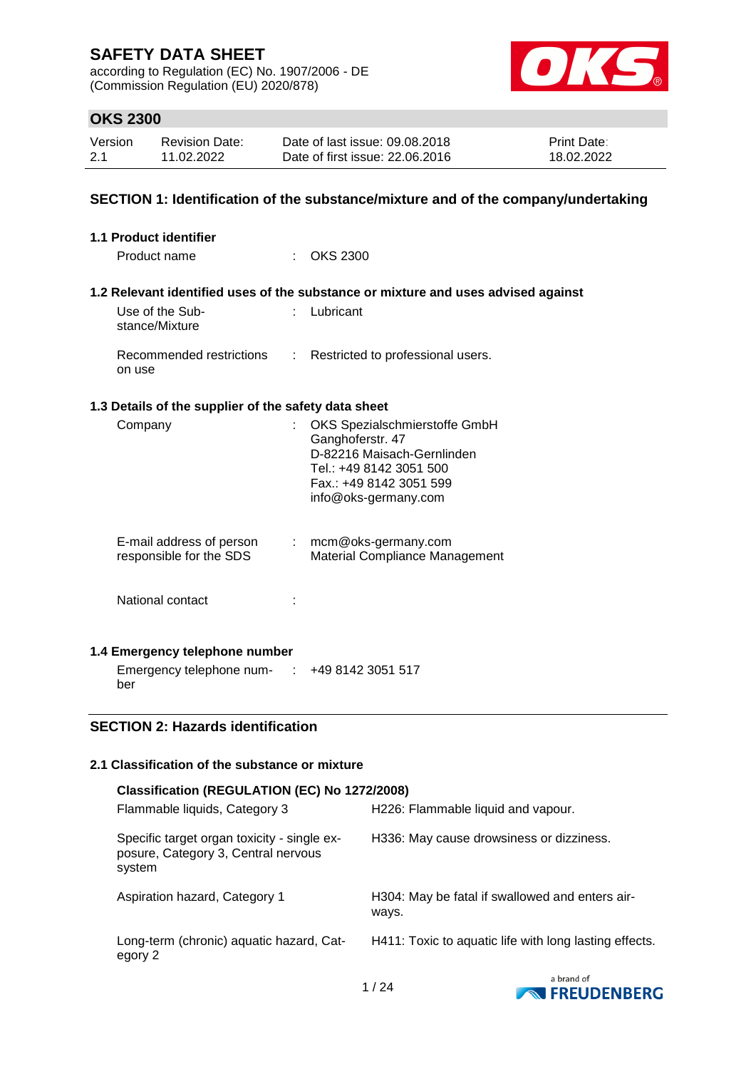# SAFETY DATA SHEET

according to Regulation (EC) No. 1907/2006 - DE
(Commission Regulation (EU) 2020/878)

## OKS 2300

| Version | Revision Date: | Date of last issue: 09.08.2018 | Print Date: |
|---|---|---|---|
| 2.1 | 11.02.2022 | Date of first issue: 22.06.2016 | 18.02.2022 |

## SECTION 1: Identification of the substance/mixture and of the company/undertaking

### 1.1 Product identifier

Product name : OKS 2300

### 1.2 Relevant identified uses of the substance or mixture and uses advised against

Use of the Substance/Mixture : Lubricant

Recommended restrictions on use : Restricted to professional users.

### 1.3 Details of the supplier of the safety data sheet

Company : OKS Spezialschmierstoffe GmbH
Ganghoferstr. 47
D-82216 Maisach-Gernlinden
Tel.: +49 8142 3051 500
Fax.: +49 8142 3051 599
info@oks-germany.com

E-mail address of person responsible for the SDS : mcm@oks-germany.com
Material Compliance Management

National contact :

### 1.4 Emergency telephone number

Emergency telephone number : +49 8142 3051 517

## SECTION 2: Hazards identification

### 2.1 Classification of the substance or mixture

**Classification (REGULATION (EC) No 1272/2008)**

| | |
|---|---|
| Flammable liquids, Category 3 | H226: Flammable liquid and vapour. |
| Specific target organ toxicity - single exposure, Category 3, Central nervous system | H336: May cause drowsiness or dizziness. |
| Aspiration hazard, Category 1 | H304: May be fatal if swallowed and enters airways. |
| Long-term (chronic) aquatic hazard, Category 2 | H411: Toxic to aquatic life with long lasting effects. |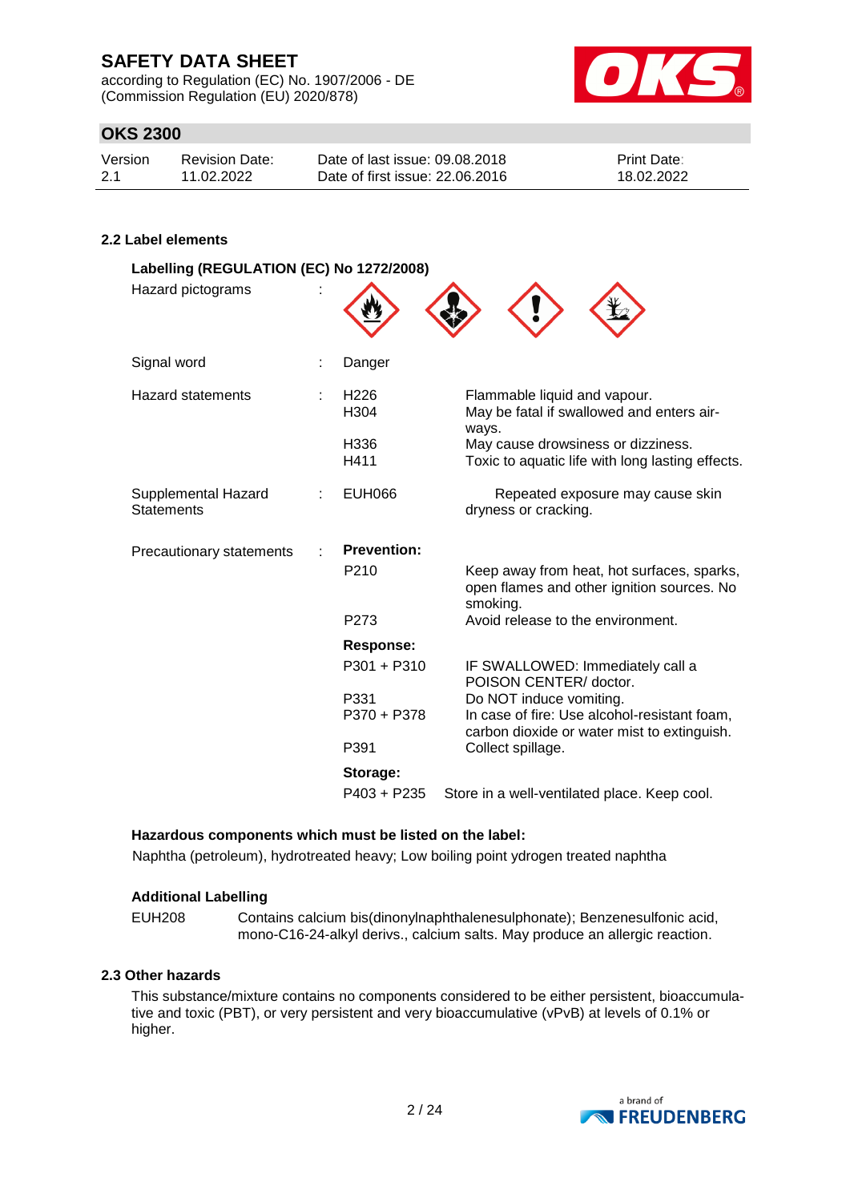## 2.2 Label elements

### Labelling (REGULATION (EC) No 1272/2008)

Hazard pictograms :

Signal word : Danger

| | | | |
|---|---|---|---|
| Hazard statements | : | H226 | Flammable liquid and vapour. |
| | | H304 | May be fatal if swallowed and enters airways. |
| | | H336 | May cause drowsiness or dizziness. |
| | | H411 | Toxic to aquatic life with long lasting effects. |
| Supplemental Hazard Statements | : | EUH066 | Repeated exposure may cause skin dryness or cracking. |
| Precautionary statements | : | **Prevention:** | |
| | | P210 | Keep away from heat, hot surfaces, sparks, open flames and other ignition sources. No smoking. |
| | | P273 | Avoid release to the environment. |
| | | **Response:** | |
| | | P301 + P310 | IF SWALLOWED: Immediately call a POISON CENTER/ doctor. |
| | | P331 | Do NOT induce vomiting. |
| | | P370 + P378 | In case of fire: Use alcohol-resistant foam, carbon dioxide or water mist to extinguish. |
| | | P391 | Collect spillage. |
| | | **Storage:** | |
| | | P403 + P235 | Store in a well-ventilated place. Keep cool. |

**Hazardous components which must be listed on the label:**

Naphtha (petroleum), hydrotreated heavy; Low boiling point ydrogen treated naphtha

**Additional Labelling**

EUH208 Contains calcium bis(dinonylnaphthalenesulphonate); Benzenesulfonic acid, mono-C16-24-alkyl derivs., calcium salts. May produce an allergic reaction.

## 2.3 Other hazards

This substance/mixture contains no components considered to be either persistent, bioaccumulative and toxic (PBT), or very persistent and very bioaccumulative (vPvB) at levels of 0.1% or higher.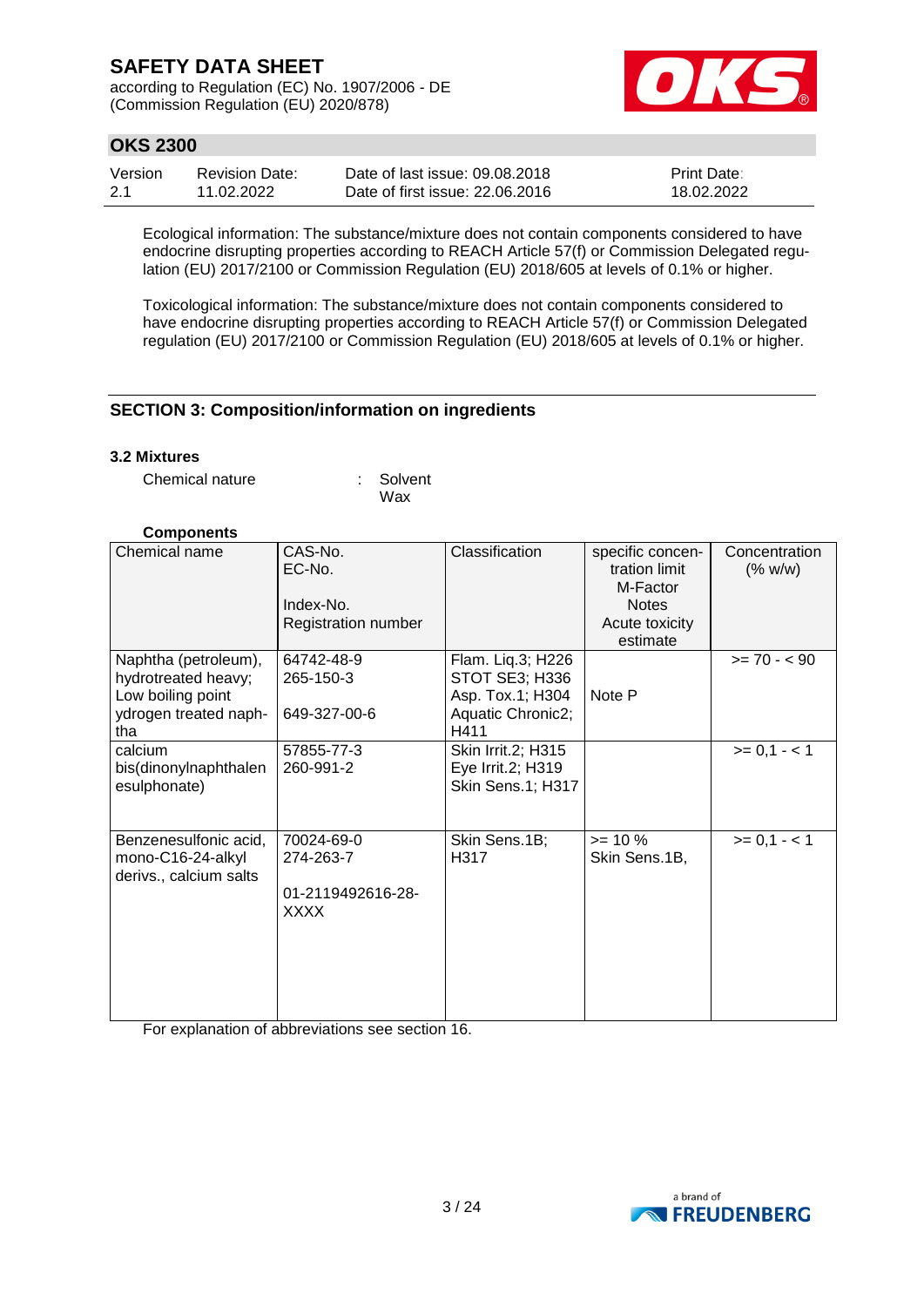Ecological information: The substance/mixture does not contain components considered to have endocrine disrupting properties according to REACH Article 57(f) or Commission Delegated regulation (EU) 2017/2100 or Commission Regulation (EU) 2018/605 at levels of 0.1% or higher.

Toxicological information: The substance/mixture does not contain components considered to have endocrine disrupting properties according to REACH Article 57(f) or Commission Delegated regulation (EU) 2017/2100 or Commission Regulation (EU) 2018/605 at levels of 0.1% or higher.

## SECTION 3: Composition/information on ingredients

### 3.2 Mixtures

Chemical nature : Solvent
Wax

**Components**

| Chemical name | CAS-No.<br>EC-No.<br>Index-No.<br>Registration number | Classification | specific concentration limit<br>M-Factor<br>Notes<br>Acute toxicity estimate | Concentration (% w/w) |
|---|---|---|---|---|
| Naphtha (petroleum), hydrotreated heavy; Low boiling point ydrogen treated naphtha | 64742-48-9<br>265-150-3<br>649-327-00-6 | Flam. Liq.3; H226<br>STOT SE3; H336<br>Asp. Tox.1; H304<br>Aquatic Chronic2; H411 | Note P | >= 70 - < 90 |
| calcium bis(dinonylnaphthalenesulphonate) | 57855-77-3<br>260-991-2 | Skin Irrit.2; H315<br>Eye Irrit.2; H319<br>Skin Sens.1; H317 | | >= 0,1 - < 1 |
| Benzenesulfonic acid, mono-C16-24-alkyl derivs., calcium salts | 70024-69-0<br>274-263-7<br>01-2119492616-28-XXXX | Skin Sens.1B; H317 | >= 10 %<br>Skin Sens.1B, | >= 0,1 - < 1 |

For explanation of abbreviations see section 16.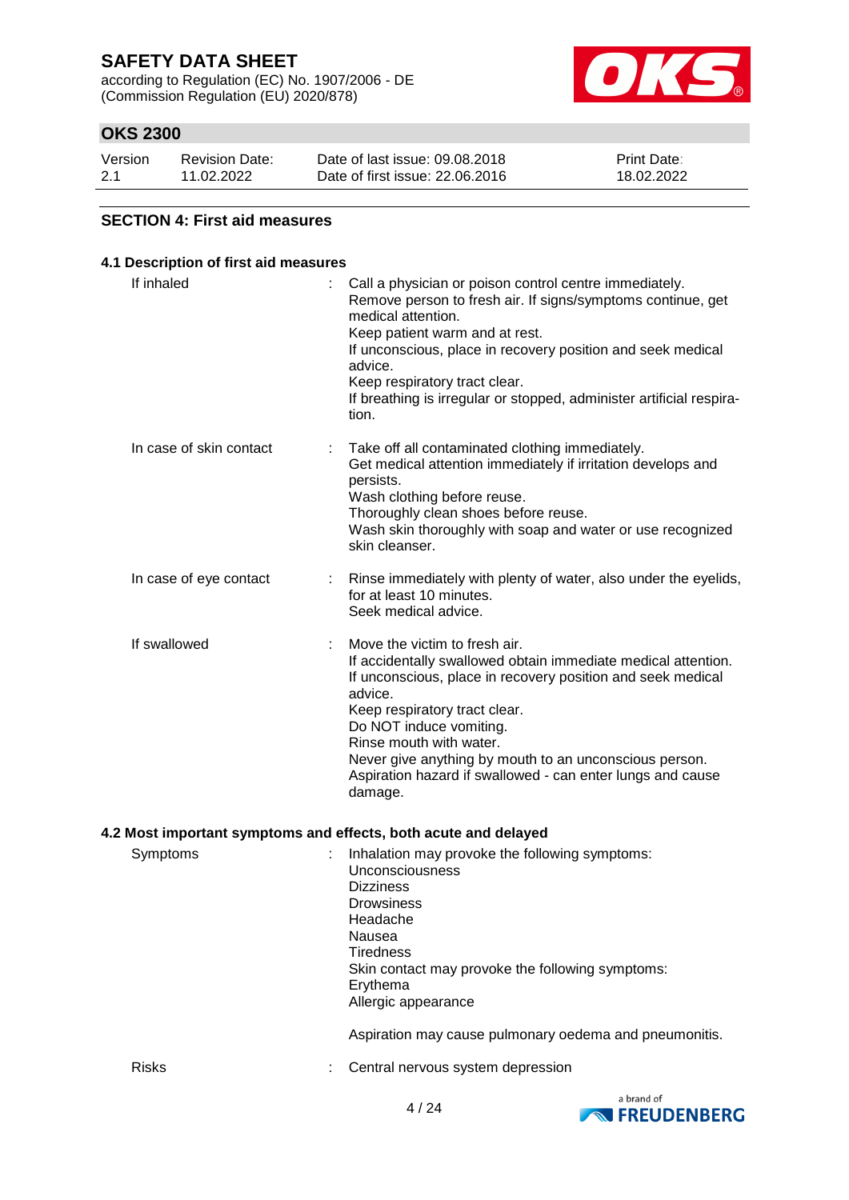## SECTION 4: First aid measures

### 4.1 Description of first aid measures

| | |
|---|---|
| If inhaled | Call a physician or poison control centre immediately.<br>Remove person to fresh air. If signs/symptoms continue, get medical attention.<br>Keep patient warm and at rest.<br>If unconscious, place in recovery position and seek medical advice.<br>Keep respiratory tract clear.<br>If breathing is irregular or stopped, administer artificial respiration. |
| In case of skin contact | Take off all contaminated clothing immediately.<br>Get medical attention immediately if irritation develops and persists.<br>Wash clothing before reuse.<br>Thoroughly clean shoes before reuse.<br>Wash skin thoroughly with soap and water or use recognized skin cleanser. |
| In case of eye contact | Rinse immediately with plenty of water, also under the eyelids, for at least 10 minutes.<br>Seek medical advice. |
| If swallowed | Move the victim to fresh air.<br>If accidentally swallowed obtain immediate medical attention.<br>If unconscious, place in recovery position and seek medical advice.<br>Keep respiratory tract clear.<br>Do NOT induce vomiting.<br>Rinse mouth with water.<br>Never give anything by mouth to an unconscious person.<br>Aspiration hazard if swallowed - can enter lungs and cause damage. |

### 4.2 Most important symptoms and effects, both acute and delayed

| | |
|---|---|
| Symptoms | Inhalation may provoke the following symptoms:<br>Unconsciousness<br>Dizziness<br>Drowsiness<br>Headache<br>Nausea<br>Tiredness<br>Skin contact may provoke the following symptoms:<br>Erythema<br>Allergic appearance<br><br>Aspiration may cause pulmonary oedema and pneumonitis. |
| Risks | Central nervous system depression |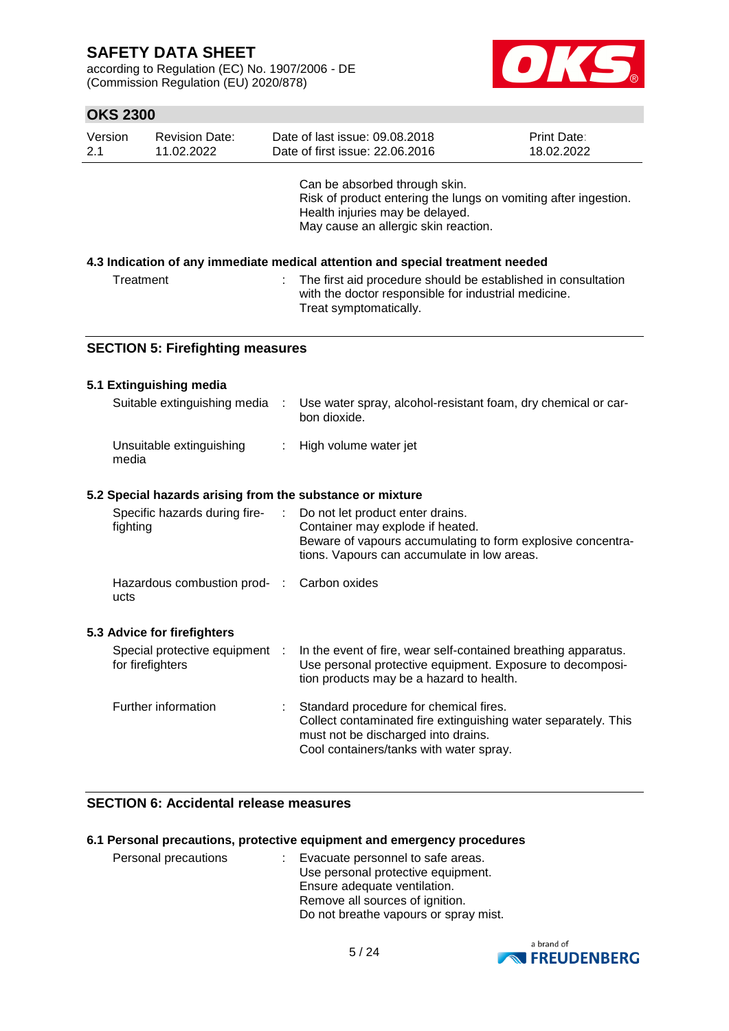Can be absorbed through skin.
Risk of product entering the lungs on vomiting after ingestion.
Health injuries may be delayed.
May cause an allergic skin reaction.

### 4.3 Indication of any immediate medical attention and special treatment needed

| | | |
|---|---|---|
| Treatment | : | The first aid procedure should be established in consultation with the doctor responsible for industrial medicine. Treat symptomatically. |

## SECTION 5: Firefighting measures

### 5.1 Extinguishing media

| | | |
|---|---|---|
| Suitable extinguishing media | : | Use water spray, alcohol-resistant foam, dry chemical or carbon dioxide. |
| Unsuitable extinguishing media | : | High volume water jet |

### 5.2 Special hazards arising from the substance or mixture

| | | |
|---|---|---|
| Specific hazards during firefighting | : | Do not let product enter drains. Container may explode if heated. Beware of vapours accumulating to form explosive concentrations. Vapours can accumulate in low areas. |
| Hazardous combustion products | : | Carbon oxides |

### 5.3 Advice for firefighters

| | | |
|---|---|---|
| Special protective equipment for firefighters | : | In the event of fire, wear self-contained breathing apparatus. Use personal protective equipment. Exposure to decomposition products may be a hazard to health. |
| Further information | : | Standard procedure for chemical fires. Collect contaminated fire extinguishing water separately. This must not be discharged into drains. Cool containers/tanks with water spray. |

## SECTION 6: Accidental release measures

### 6.1 Personal precautions, protective equipment and emergency procedures

| | | |
|---|---|---|
| Personal precautions | : | Evacuate personnel to safe areas. Use personal protective equipment. Ensure adequate ventilation. Remove all sources of ignition. Do not breathe vapours or spray mist. |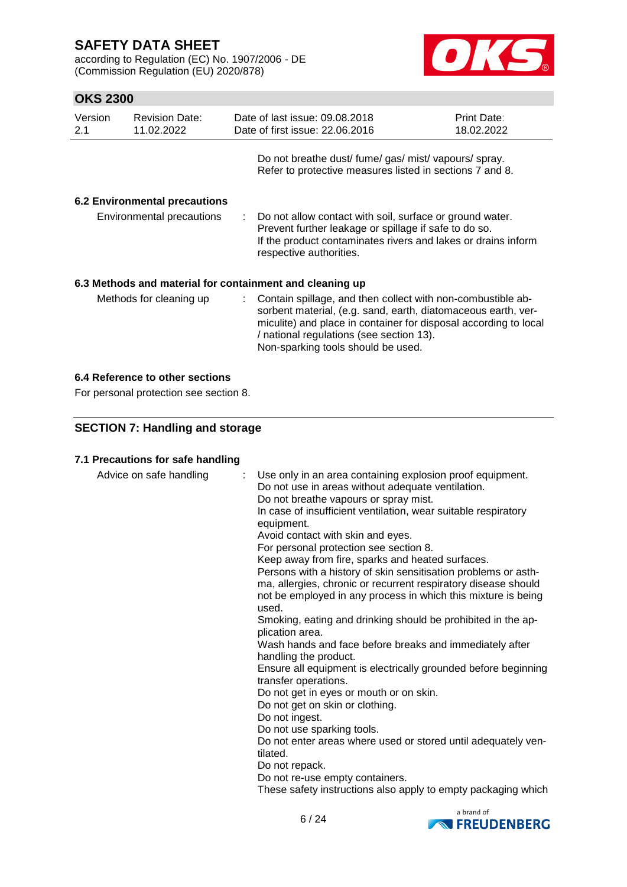Do not breathe dust/ fume/ gas/ mist/ vapours/ spray.
Refer to protective measures listed in sections 7 and 8.

### 6.2 Environmental precautions

Environmental precautions : Do not allow contact with soil, surface or ground water.
Prevent further leakage or spillage if safe to do so.
If the product contaminates rivers and lakes or drains inform respective authorities.

### 6.3 Methods and material for containment and cleaning up

Methods for cleaning up : Contain spillage, and then collect with non-combustible absorbent material, (e.g. sand, earth, diatomaceous earth, vermiculite) and place in container for disposal according to local / national regulations (see section 13).
Non-sparking tools should be used.

### 6.4 Reference to other sections

For personal protection see section 8.

## SECTION 7: Handling and storage

### 7.1 Precautions for safe handling

Advice on safe handling : Use only in an area containing explosion proof equipment.
Do not use in areas without adequate ventilation.
Do not breathe vapours or spray mist.
In case of insufficient ventilation, wear suitable respiratory equipment.
Avoid contact with skin and eyes.
For personal protection see section 8.
Keep away from fire, sparks and heated surfaces.
Persons with a history of skin sensitisation problems or asthma, allergies, chronic or recurrent respiratory disease should not be employed in any process in which this mixture is being used.
Smoking, eating and drinking should be prohibited in the application area.
Wash hands and face before breaks and immediately after handling the product.
Ensure all equipment is electrically grounded before beginning transfer operations.
Do not get in eyes or mouth or on skin.
Do not get on skin or clothing.
Do not ingest.
Do not use sparking tools.
Do not enter areas where used or stored until adequately ventilated.
Do not repack.
Do not re-use empty containers.
These safety instructions also apply to empty packaging which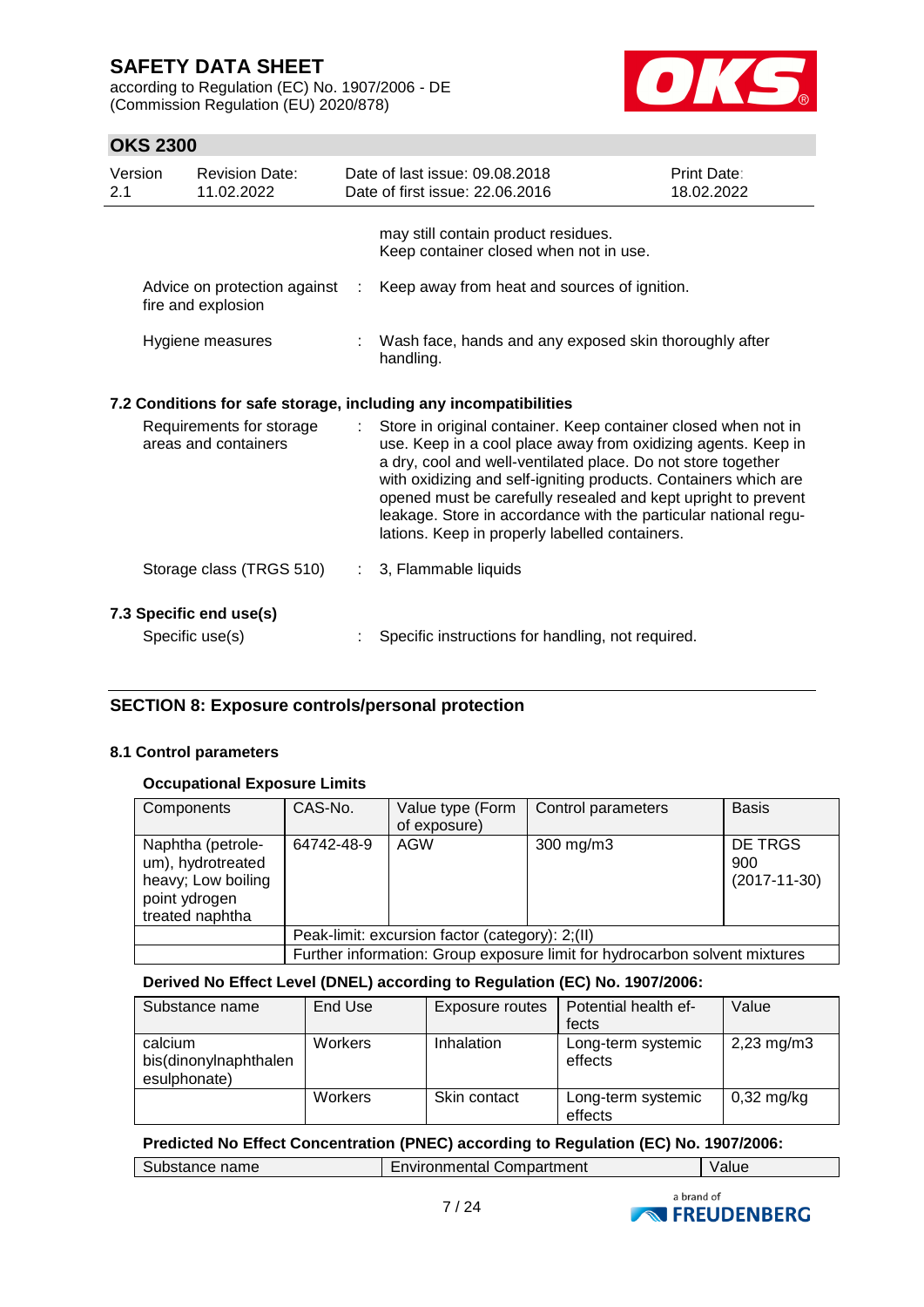may still contain product residues.
Keep container closed when not in use.

Advice on protection against fire and explosion : Keep away from heat and sources of ignition.

Hygiene measures : Wash face, hands and any exposed skin thoroughly after handling.

### 7.2 Conditions for safe storage, including any incompatibilities

Requirements for storage areas and containers : Store in original container. Keep container closed when not in use. Keep in a cool place away from oxidizing agents. Keep in a dry, cool and well-ventilated place. Do not store together with oxidizing and self-igniting products. Containers which are opened must be carefully resealed and kept upright to prevent leakage. Store in accordance with the particular national regulations. Keep in properly labelled containers.

Storage class (TRGS 510) : 3, Flammable liquids

### 7.3 Specific end use(s)

Specific use(s) : Specific instructions for handling, not required.

## SECTION 8: Exposure controls/personal protection

### 8.1 Control parameters

**Occupational Exposure Limits**

| Components | CAS-No. | Value type (Form of exposure) | Control parameters | Basis |
|---|---|---|---|---|
| Naphtha (petroleum), hydrotreated heavy; Low boiling point ydrogen treated naphtha | 64742-48-9 | AGW | 300 mg/m3 | DE TRGS 900 (2017-11-30) |
| | Peak-limit: excursion factor (category): 2;(II) | | | |
| | Further information: Group exposure limit for hydrocarbon solvent mixtures | | | |

**Derived No Effect Level (DNEL) according to Regulation (EC) No. 1907/2006:**

| Substance name | End Use | Exposure routes | Potential health effects | Value |
|---|---|---|---|---|
| calcium bis(dinonylnaphthalenesulphonate) | Workers | Inhalation | Long-term systemic effects | 2,23 mg/m3 |
| | Workers | Skin contact | Long-term systemic effects | 0,32 mg/kg |

**Predicted No Effect Concentration (PNEC) according to Regulation (EC) No. 1907/2006:**

| Substance name | Environmental Compartment | Value |
|---|---|---|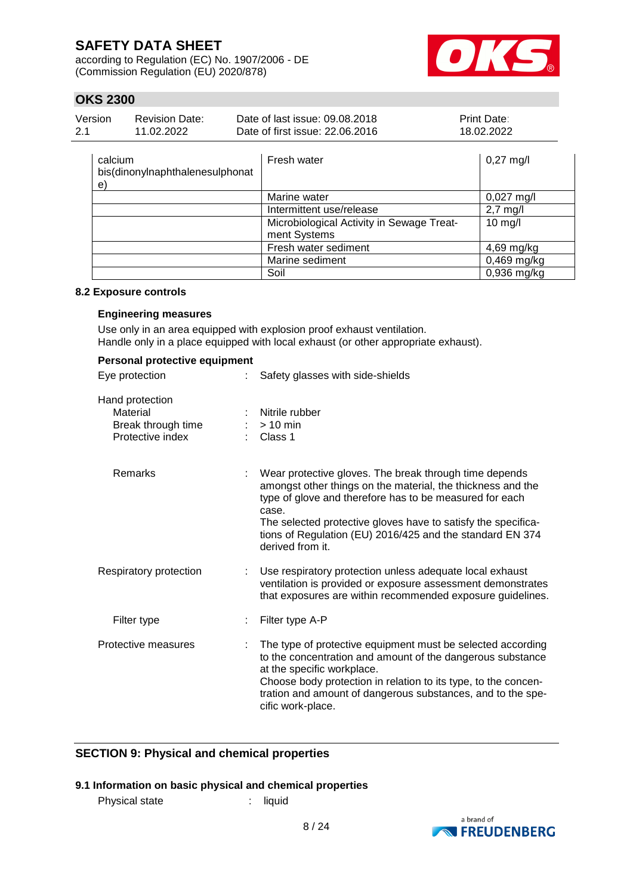| | | |
|---|---|---|
| calcium bis(dinonylnaphthalenesulphonate) | Fresh water | 0,27 mg/l |
| | Marine water | 0,027 mg/l |
| | Intermittent use/release | 2,7 mg/l |
| | Microbiological Activity in Sewage Treatment Systems | 10 mg/l |
| | Fresh water sediment | 4,69 mg/kg |
| | Marine sediment | 0,469 mg/kg |
| | Soil | 0,936 mg/kg |

### 8.2 Exposure controls

**Engineering measures**

Use only in an area equipped with explosion proof exhaust ventilation.
Handle only in a place equipped with local exhaust (or other appropriate exhaust).

**Personal protective equipment**

Eye protection : Safety glasses with side-shields

Hand protection
- Material : Nitrile rubber
- Break through time : > 10 min
- Protective index : Class 1

- Remarks : Wear protective gloves. The break through time depends amongst other things on the material, the thickness and the type of glove and therefore has to be measured for each case.
The selected protective gloves have to satisfy the specifications of Regulation (EU) 2016/425 and the standard EN 374 derived from it.

Respiratory protection : Use respiratory protection unless adequate local exhaust ventilation is provided or exposure assessment demonstrates that exposures are within recommended exposure guidelines.

- Filter type : Filter type A-P

Protective measures : The type of protective equipment must be selected according to the concentration and amount of the dangerous substance at the specific workplace.
Choose body protection in relation to its type, to the concentration and amount of dangerous substances, and to the specific work-place.

## SECTION 9: Physical and chemical properties

### 9.1 Information on basic physical and chemical properties

Physical state : liquid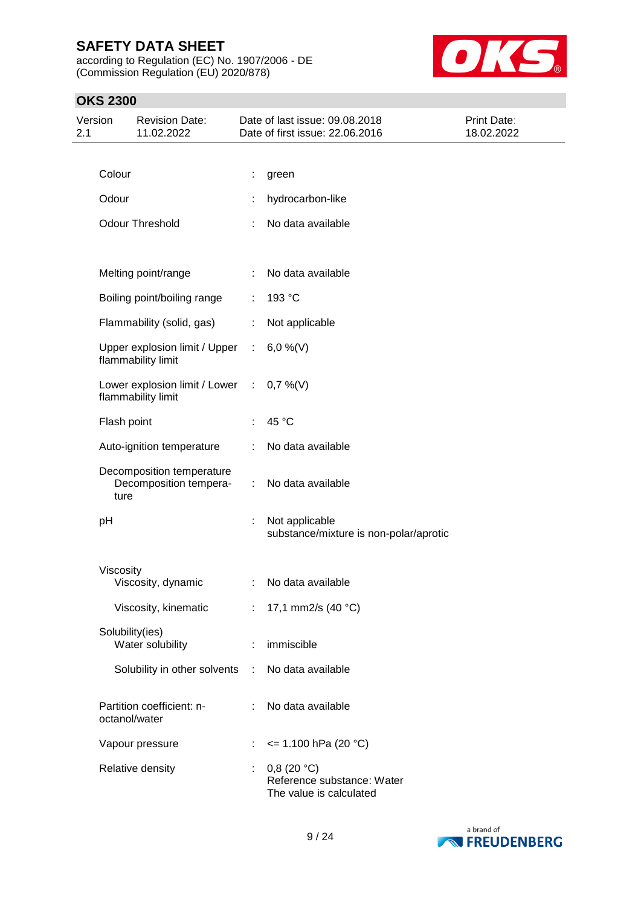| Property | | Value |
|---|---|---|
| Colour | : | green |
| Odour | : | hydrocarbon-like |
| Odour Threshold | : | No data available |
| Melting point/range | : | No data available |
| Boiling point/boiling range | : | 193 °C |
| Flammability (solid, gas) | : | Not applicable |
| Upper explosion limit / Upper flammability limit | : | 6,0 %(V) |
| Lower explosion limit / Lower flammability limit | : | 0,7 %(V) |
| Flash point | : | 45 °C |
| Auto-ignition temperature | : | No data available |
| Decomposition temperature<br>Decomposition temperature | : | No data available |
| pH | : | Not applicable<br>substance/mixture is non-polar/aprotic |
| Viscosity<br>Viscosity, dynamic | : | No data available |
| Viscosity, kinematic | : | 17,1 mm2/s (40 °C) |
| Solubility(ies)<br>Water solubility | : | immiscible |
| Solubility in other solvents | : | No data available |
| Partition coefficient: n-octanol/water | : | No data available |
| Vapour pressure | : | <= 1.100 hPa (20 °C) |
| Relative density | : | 0,8 (20 °C)<br>Reference substance: Water<br>The value is calculated |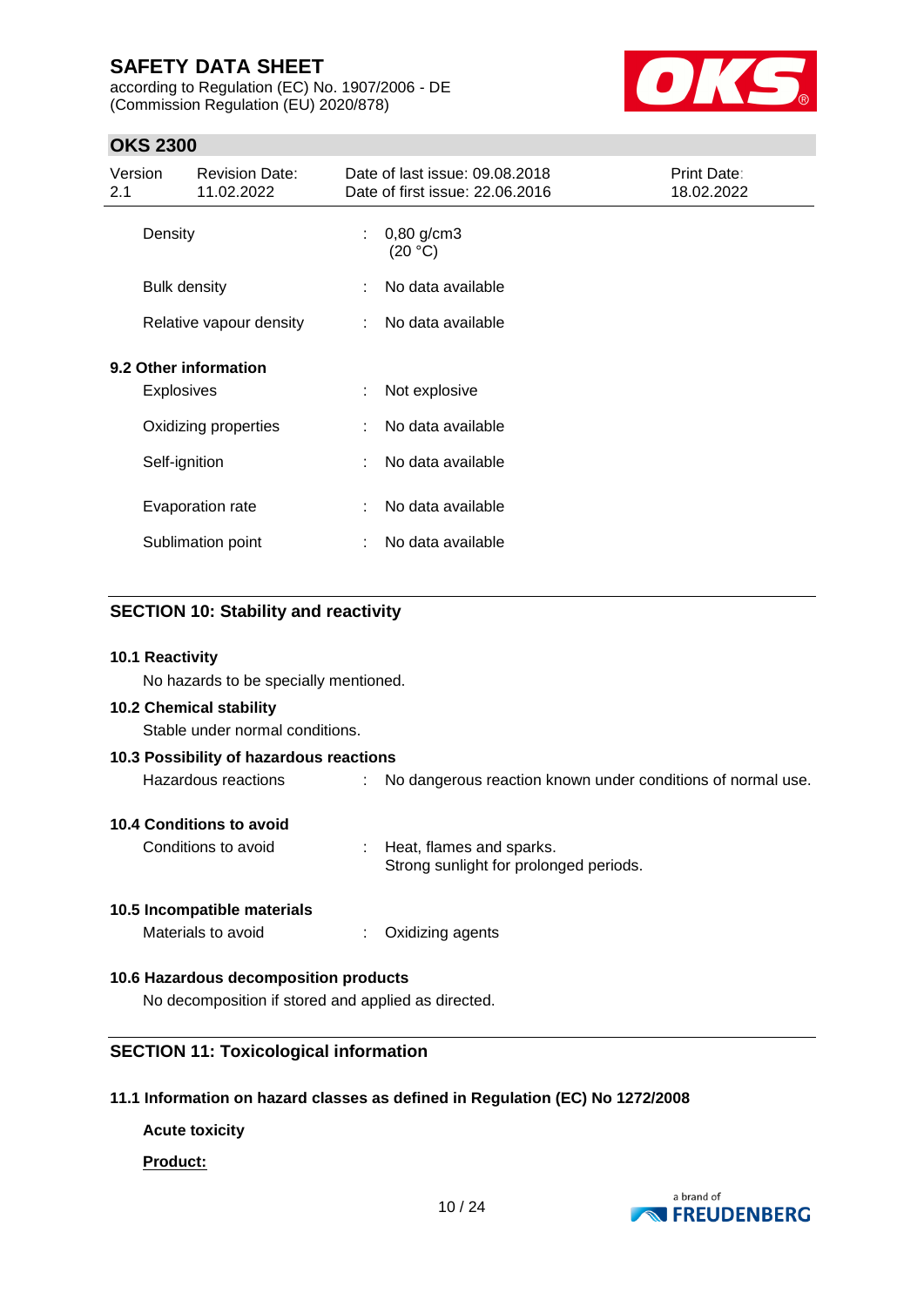| | | |
|---|---|---|
| Density | : | 0,80 g/cm3 (20 °C) |
| Bulk density | : | No data available |
| Relative vapour density | : | No data available |

**9.2 Other information**

| | | |
|---|---|---|
| Explosives | : | Not explosive |
| Oxidizing properties | : | No data available |
| Self-ignition | : | No data available |
| Evaporation rate | : | No data available |
| Sublimation point | : | No data available |

## SECTION 10: Stability and reactivity

**10.1 Reactivity**

No hazards to be specially mentioned.

**10.2 Chemical stability**

Stable under normal conditions.

**10.3 Possibility of hazardous reactions**

Hazardous reactions : No dangerous reaction known under conditions of normal use.

**10.4 Conditions to avoid**

Conditions to avoid : Heat, flames and sparks.
Strong sunlight for prolonged periods.

**10.5 Incompatible materials**

Materials to avoid : Oxidizing agents

**10.6 Hazardous decomposition products**

No decomposition if stored and applied as directed.

## SECTION 11: Toxicological information

**11.1 Information on hazard classes as defined in Regulation (EC) No 1272/2008**

**Acute toxicity**

**Product:**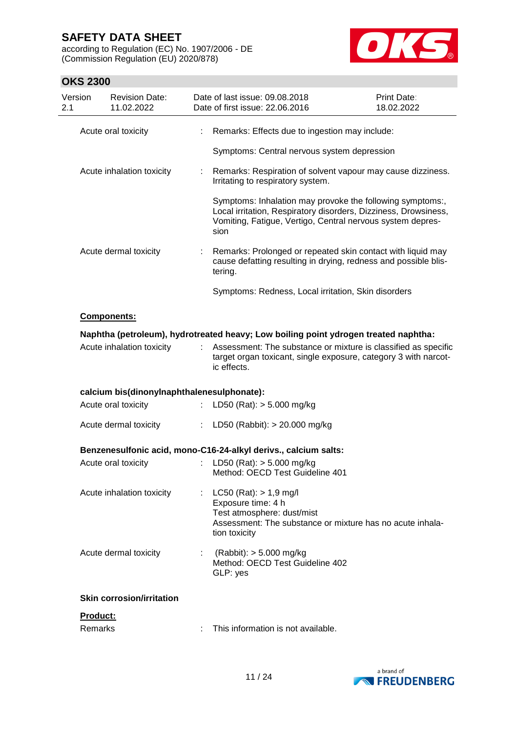| | | |
|---|---|---|
| Acute oral toxicity | : | Remarks: Effects due to ingestion may include:<br><br>Symptoms: Central nervous system depression |
| Acute inhalation toxicity | : | Remarks: Respiration of solvent vapour may cause dizziness. Irritating to respiratory system.<br><br>Symptoms: Inhalation may provoke the following symptoms:, Local irritation, Respiratory disorders, Dizziness, Drowsiness, Vomiting, Fatigue, Vertigo, Central nervous system depression |
| Acute dermal toxicity | : | Remarks: Prolonged or repeated skin contact with liquid may cause defatting resulting in drying, redness and possible blistering.<br><br>Symptoms: Redness, Local irritation, Skin disorders |

**Components:**

**Naphtha (petroleum), hydrotreated heavy; Low boiling point ydrogen treated naphtha:**

| | | |
|---|---|---|
| Acute inhalation toxicity | : | Assessment: The substance or mixture is classified as specific target organ toxicant, single exposure, category 3 with narcotic effects. |

**calcium bis(dinonylnaphthalenesulphonate):**

| | | |
|---|---|---|
| Acute oral toxicity | : | LD50 (Rat): > 5.000 mg/kg |
| Acute dermal toxicity | : | LD50 (Rabbit): > 20.000 mg/kg |

**Benzenesulfonic acid, mono-C16-24-alkyl derivs., calcium salts:**

| | | |
|---|---|---|
| Acute oral toxicity | : | LD50 (Rat): > 5.000 mg/kg<br>Method: OECD Test Guideline 401 |
| Acute inhalation toxicity | : | LC50 (Rat): > 1,9 mg/l<br>Exposure time: 4 h<br>Test atmosphere: dust/mist<br>Assessment: The substance or mixture has no acute inhalation toxicity |
| Acute dermal toxicity | : | (Rabbit): > 5.000 mg/kg<br>Method: OECD Test Guideline 402<br>GLP: yes |

**Skin corrosion/irritation**

**Product:**

| | | |
|---|---|---|
| Remarks | : | This information is not available. |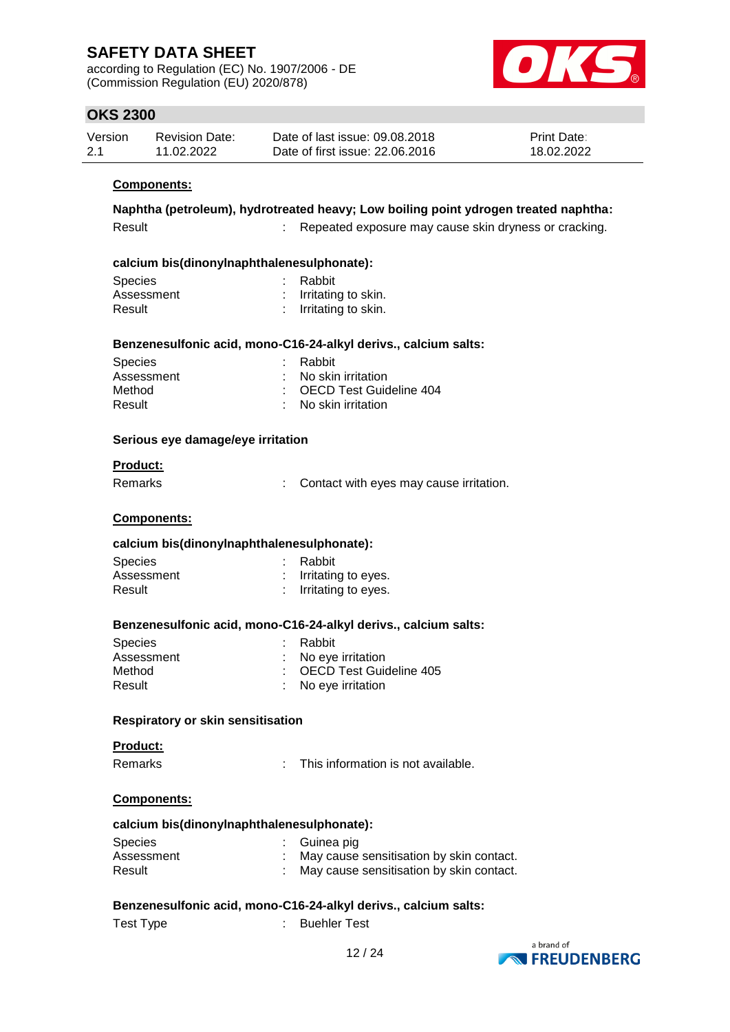**Components:**

**Naphtha (petroleum), hydrotreated heavy; Low boiling point ydrogen treated naphtha:**

| | | |
|---|---|---|
| Result | : | Repeated exposure may cause skin dryness or cracking. |

**calcium bis(dinonylnaphthalenesulphonate):**

| | | |
|---|---|---|
| Species | : | Rabbit |
| Assessment | : | Irritating to skin. |
| Result | : | Irritating to skin. |

**Benzenesulfonic acid, mono-C16-24-alkyl derivs., calcium salts:**

| | | |
|---|---|---|
| Species | : | Rabbit |
| Assessment | : | No skin irritation |
| Method | : | OECD Test Guideline 404 |
| Result | : | No skin irritation |

**Serious eye damage/eye irritation**

**Product:**

| | | |
|---|---|---|
| Remarks | : | Contact with eyes may cause irritation. |

**Components:**

**calcium bis(dinonylnaphthalenesulphonate):**

| | | |
|---|---|---|
| Species | : | Rabbit |
| Assessment | : | Irritating to eyes. |
| Result | : | Irritating to eyes. |

**Benzenesulfonic acid, mono-C16-24-alkyl derivs., calcium salts:**

| | | |
|---|---|---|
| Species | : | Rabbit |
| Assessment | : | No eye irritation |
| Method | : | OECD Test Guideline 405 |
| Result | : | No eye irritation |

**Respiratory or skin sensitisation**

**Product:**

| | | |
|---|---|---|
| Remarks | : | This information is not available. |

**Components:**

**calcium bis(dinonylnaphthalenesulphonate):**

| | | |
|---|---|---|
| Species | : | Guinea pig |
| Assessment | : | May cause sensitisation by skin contact. |
| Result | : | May cause sensitisation by skin contact. |

**Benzenesulfonic acid, mono-C16-24-alkyl derivs., calcium salts:**

| | | |
|---|---|---|
| Test Type | : | Buehler Test |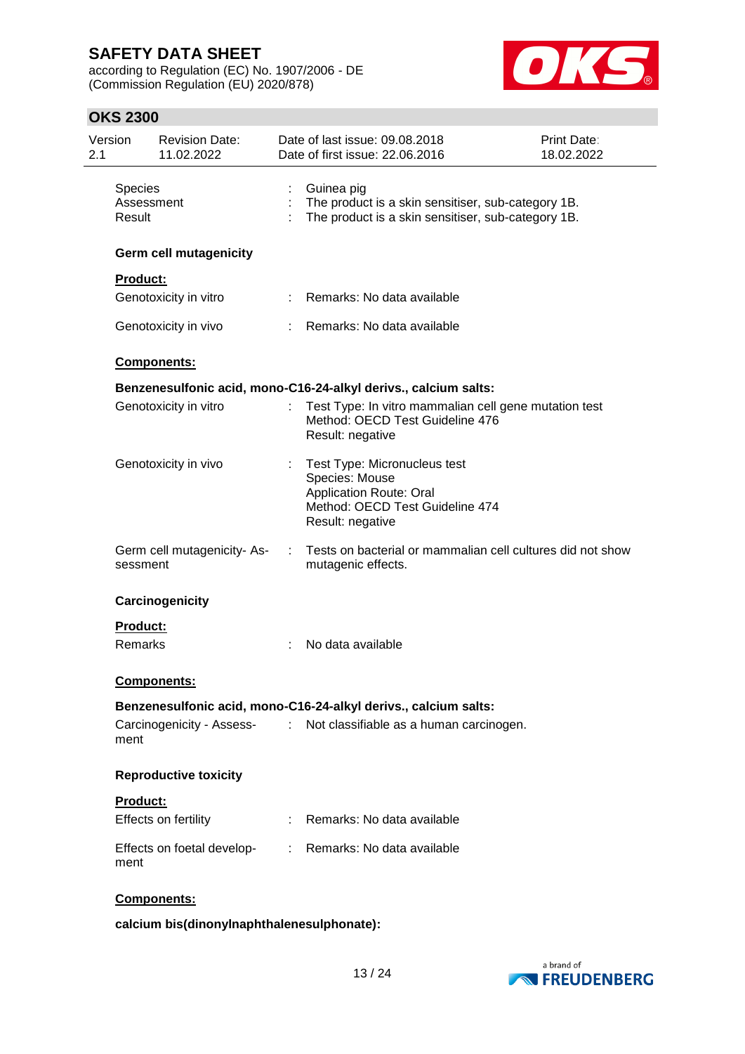| | | |
|---|---|---|
| Species | : | Guinea pig |
| Assessment | : | The product is a skin sensitiser, sub-category 1B. |
| Result | : | The product is a skin sensitiser, sub-category 1B. |

**Germ cell mutagenicity**

**Product:**

| | | |
|---|---|---|
| Genotoxicity in vitro | : | Remarks: No data available |
| Genotoxicity in vivo | : | Remarks: No data available |

**Components:**

**Benzenesulfonic acid, mono-C16-24-alkyl derivs., calcium salts:**

| | | |
|---|---|---|
| Genotoxicity in vitro | : | Test Type: In vitro mammalian cell gene mutation test<br>Method: OECD Test Guideline 476<br>Result: negative |
| Genotoxicity in vivo | : | Test Type: Micronucleus test<br>Species: Mouse<br>Application Route: Oral<br>Method: OECD Test Guideline 474<br>Result: negative |
| Germ cell mutagenicity- Assessment | : | Tests on bacterial or mammalian cell cultures did not show mutagenic effects. |

**Carcinogenicity**

**Product:**

| | | |
|---|---|---|
| Remarks | : | No data available |

**Components:**

**Benzenesulfonic acid, mono-C16-24-alkyl derivs., calcium salts:**

| | | |
|---|---|---|
| Carcinogenicity - Assessment | : | Not classifiable as a human carcinogen. |

**Reproductive toxicity**

**Product:**

| | | |
|---|---|---|
| Effects on fertility | : | Remarks: No data available |
| Effects on foetal development | : | Remarks: No data available |

**Components:**

**calcium bis(dinonylnaphthalenesulphonate):**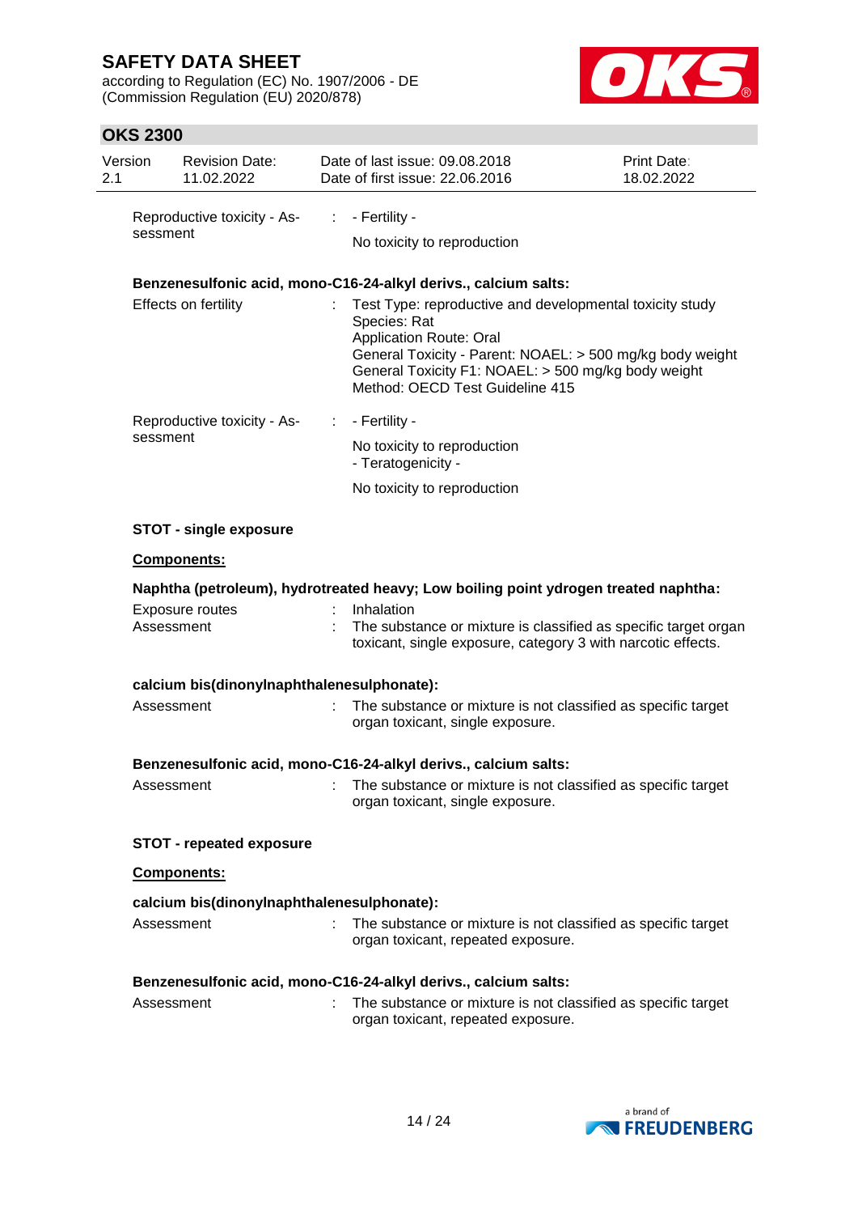Reproductive toxicity - Assessment : - Fertility -

No toxicity to reproduction

**Benzenesulfonic acid, mono-C16-24-alkyl derivs., calcium salts:**

Effects on fertility : Test Type: reproductive and developmental toxicity study
Species: Rat
Application Route: Oral
General Toxicity - Parent: NOAEL: > 500 mg/kg body weight
General Toxicity F1: NOAEL: > 500 mg/kg body weight
Method: OECD Test Guideline 415

Reproductive toxicity - Assessment : - Fertility -

No toxicity to reproduction
- Teratogenicity -

No toxicity to reproduction

**STOT - single exposure**

**Components:**

**Naphtha (petroleum), hydrotreated heavy; Low boiling point ydrogen treated naphtha:**

Exposure routes : Inhalation
Assessment : The substance or mixture is classified as specific target organ toxicant, single exposure, category 3 with narcotic effects.

**calcium bis(dinonylnaphthalenesulphonate):**

Assessment : The substance or mixture is not classified as specific target organ toxicant, single exposure.

**Benzenesulfonic acid, mono-C16-24-alkyl derivs., calcium salts:**

Assessment : The substance or mixture is not classified as specific target organ toxicant, single exposure.

**STOT - repeated exposure**

**Components:**

**calcium bis(dinonylnaphthalenesulphonate):**

Assessment : The substance or mixture is not classified as specific target organ toxicant, repeated exposure.

**Benzenesulfonic acid, mono-C16-24-alkyl derivs., calcium salts:**

Assessment : The substance or mixture is not classified as specific target organ toxicant, repeated exposure.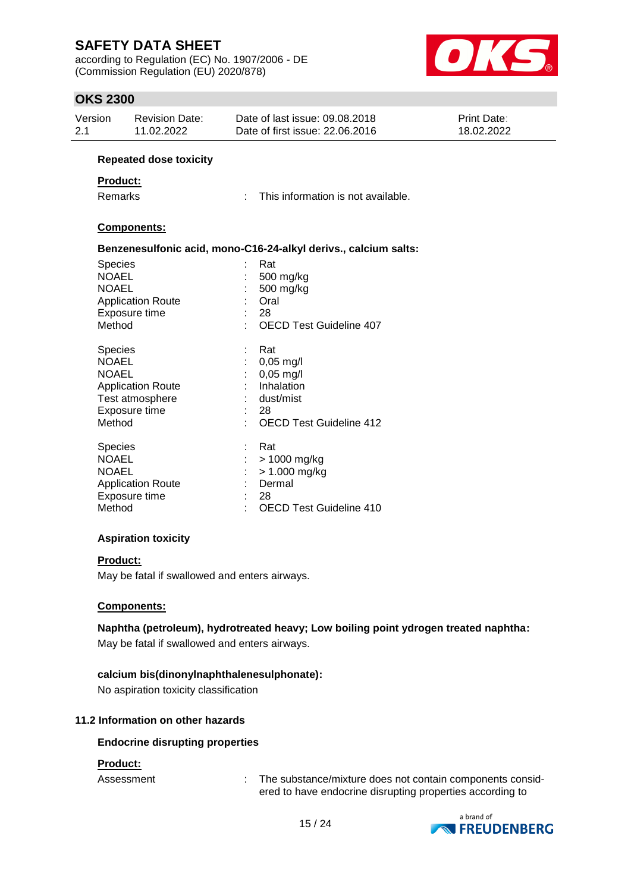**Repeated dose toxicity**

**Product:**

Remarks : This information is not available.

**Components:**

**Benzenesulfonic acid, mono-C16-24-alkyl derivs., calcium salts:**

| | | |
|---|---|---|
| Species | : | Rat |
| NOAEL | : | 500 mg/kg |
| NOAEL | : | 500 mg/kg |
| Application Route | : | Oral |
| Exposure time | : | 28 |
| Method | : | OECD Test Guideline 407 |

| | | |
|---|---|---|
| Species | : | Rat |
| NOAEL | : | 0,05 mg/l |
| NOAEL | : | 0,05 mg/l |
| Application Route | : | Inhalation |
| Test atmosphere | : | dust/mist |
| Exposure time | : | 28 |
| Method | : | OECD Test Guideline 412 |

| | | |
|---|---|---|
| Species | : | Rat |
| NOAEL | : | > 1000 mg/kg |
| NOAEL | : | > 1.000 mg/kg |
| Application Route | : | Dermal |
| Exposure time | : | 28 |
| Method | : | OECD Test Guideline 410 |

**Aspiration toxicity**

**Product:**

May be fatal if swallowed and enters airways.

**Components:**

**Naphtha (petroleum), hydrotreated heavy; Low boiling point ydrogen treated naphtha:**
May be fatal if swallowed and enters airways.

**calcium bis(dinonylnaphthalenesulphonate):**
No aspiration toxicity classification

### 11.2 Information on other hazards

**Endocrine disrupting properties**

**Product:**

Assessment : The substance/mixture does not contain components considered to have endocrine disrupting properties according to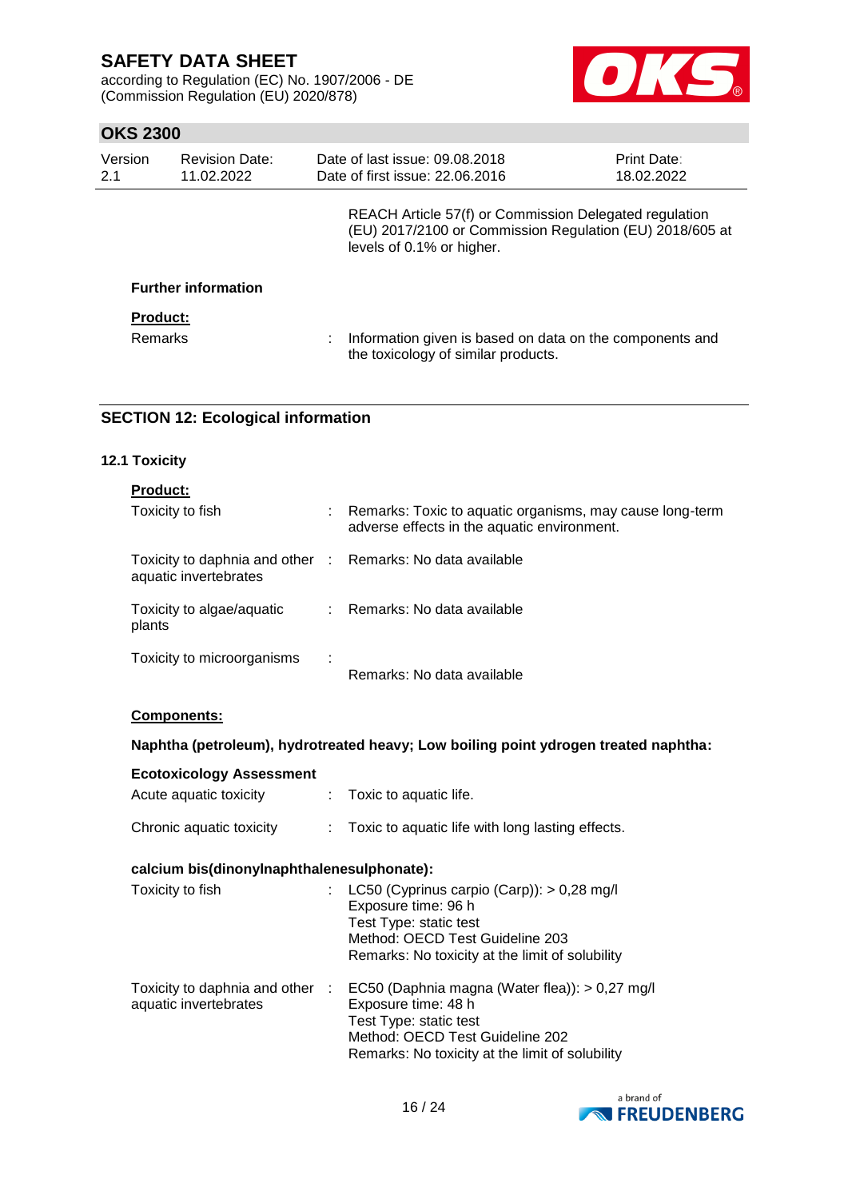REACH Article 57(f) or Commission Delegated regulation (EU) 2017/2100 or Commission Regulation (EU) 2018/605 at levels of 0.1% or higher.

**Further information**

**Product:**

Remarks : Information given is based on data on the components and the toxicology of similar products.

## SECTION 12: Ecological information

### 12.1 Toxicity

**Product:**

Toxicity to fish : Remarks: Toxic to aquatic organisms, may cause long-term adverse effects in the aquatic environment.

Toxicity to daphnia and other aquatic invertebrates : Remarks: No data available

Toxicity to algae/aquatic plants : Remarks: No data available

Toxicity to microorganisms : Remarks: No data available

**Components:**

**Naphtha (petroleum), hydrotreated heavy; Low boiling point ydrogen treated naphtha:**

**Ecotoxicology Assessment**

Acute aquatic toxicity : Toxic to aquatic life.

Chronic aquatic toxicity : Toxic to aquatic life with long lasting effects.

**calcium bis(dinonylnaphthalenesulphonate):**

Toxicity to fish : LC50 (Cyprinus carpio (Carp)): > 0,28 mg/l
Exposure time: 96 h
Test Type: static test
Method: OECD Test Guideline 203
Remarks: No toxicity at the limit of solubility

Toxicity to daphnia and other aquatic invertebrates : EC50 (Daphnia magna (Water flea)): > 0,27 mg/l
Exposure time: 48 h
Test Type: static test
Method: OECD Test Guideline 202
Remarks: No toxicity at the limit of solubility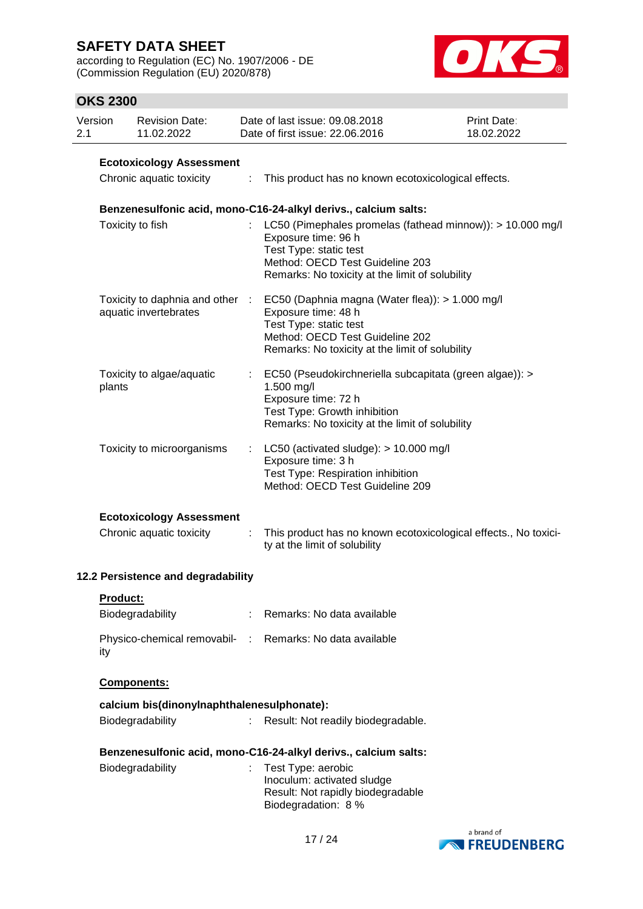**Ecotoxicology Assessment**

| | | |
|---|---|---|
| Chronic aquatic toxicity | : | This product has no known ecotoxicological effects. |

**Benzenesulfonic acid, mono-C16-24-alkyl derivs., calcium salts:**

| | | |
|---|---|---|
| Toxicity to fish | : | LC50 (Pimephales promelas (fathead minnow)): > 10.000 mg/l<br>Exposure time: 96 h<br>Test Type: static test<br>Method: OECD Test Guideline 203<br>Remarks: No toxicity at the limit of solubility |
| Toxicity to daphnia and other aquatic invertebrates | : | EC50 (Daphnia magna (Water flea)): > 1.000 mg/l<br>Exposure time: 48 h<br>Test Type: static test<br>Method: OECD Test Guideline 202<br>Remarks: No toxicity at the limit of solubility |
| Toxicity to algae/aquatic plants | : | EC50 (Pseudokirchneriella subcapitata (green algae)): > 1.500 mg/l<br>Exposure time: 72 h<br>Test Type: Growth inhibition<br>Remarks: No toxicity at the limit of solubility |
| Toxicity to microorganisms | : | LC50 (activated sludge): > 10.000 mg/l<br>Exposure time: 3 h<br>Test Type: Respiration inhibition<br>Method: OECD Test Guideline 209 |

**Ecotoxicology Assessment**

| | | |
|---|---|---|
| Chronic aquatic toxicity | : | This product has no known ecotoxicological effects., No toxicity at the limit of solubility |

### 12.2 Persistence and degradability

**Product:**

| | | |
|---|---|---|
| Biodegradability | : | Remarks: No data available |
| Physico-chemical removability | : | Remarks: No data available |

**Components:**

**calcium bis(dinonylnaphthalenesulphonate):**

| | | |
|---|---|---|
| Biodegradability | : | Result: Not readily biodegradable. |

**Benzenesulfonic acid, mono-C16-24-alkyl derivs., calcium salts:**

| | | |
|---|---|---|
| Biodegradability | : | Test Type: aerobic<br>Inoculum: activated sludge<br>Result: Not rapidly biodegradable<br>Biodegradation: 8 % |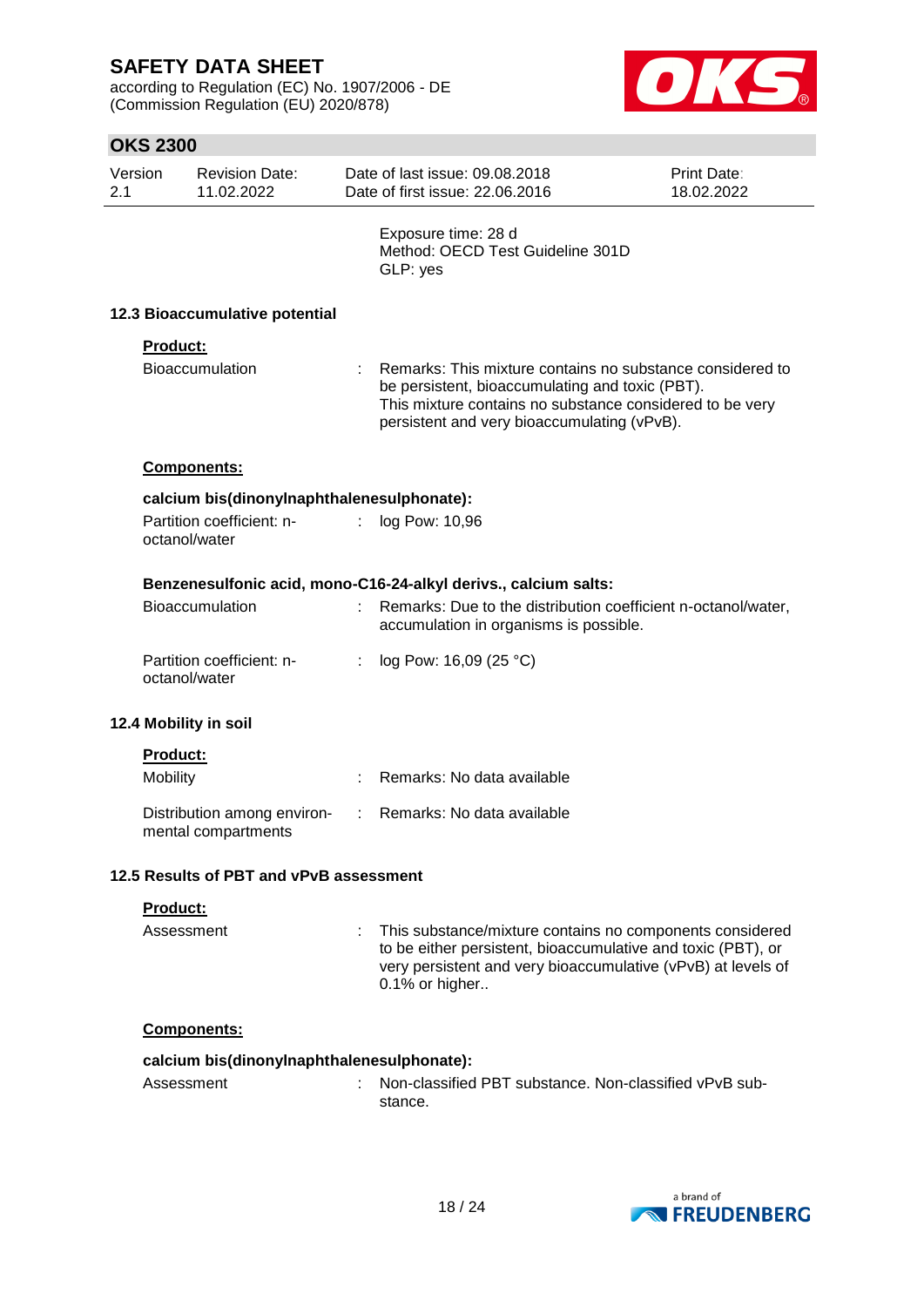Exposure time: 28 d
Method: OECD Test Guideline 301D
GLP: yes

### 12.3 Bioaccumulative potential

**Product:**

| | | |
|---|---|---|
| Bioaccumulation | : | Remarks: This mixture contains no substance considered to be persistent, bioaccumulating and toxic (PBT). This mixture contains no substance considered to be very persistent and very bioaccumulating (vPvB). |

**Components:**

**calcium bis(dinonylnaphthalenesulphonate):**

| | | |
|---|---|---|
| Partition coefficient: n-octanol/water | : | log Pow: 10,96 |

**Benzenesulfonic acid, mono-C16-24-alkyl derivs., calcium salts:**

| | | |
|---|---|---|
| Bioaccumulation | : | Remarks: Due to the distribution coefficient n-octanol/water, accumulation in organisms is possible. |
| Partition coefficient: n-octanol/water | : | log Pow: 16,09 (25 °C) |

### 12.4 Mobility in soil

**Product:**

| | | |
|---|---|---|
| Mobility | : | Remarks: No data available |
| Distribution among environmental compartments | : | Remarks: No data available |

### 12.5 Results of PBT and vPvB assessment

**Product:**

| | | |
|---|---|---|
| Assessment | : | This substance/mixture contains no components considered to be either persistent, bioaccumulative and toxic (PBT), or very persistent and very bioaccumulative (vPvB) at levels of 0.1% or higher.. |

**Components:**

**calcium bis(dinonylnaphthalenesulphonate):**

| | | |
|---|---|---|
| Assessment | : | Non-classified PBT substance. Non-classified vPvB substance. |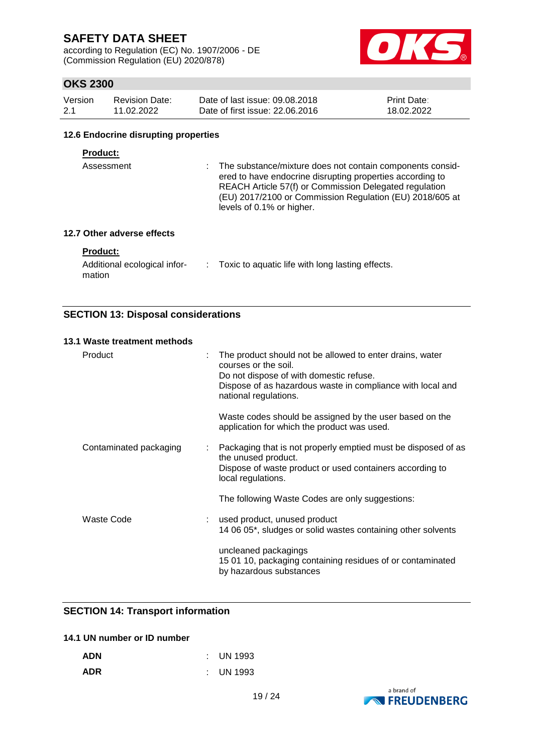### 12.6 Endocrine disrupting properties

**Product:**

| | | |
|---|---|---|
| Assessment | : | The substance/mixture does not contain components considered to have endocrine disrupting properties according to REACH Article 57(f) or Commission Delegated regulation (EU) 2017/2100 or Commission Regulation (EU) 2018/605 at levels of 0.1% or higher. |

### 12.7 Other adverse effects

**Product:**

| | | |
|---|---|---|
| Additional ecological information | : | Toxic to aquatic life with long lasting effects. |

## SECTION 13: Disposal considerations

### 13.1 Waste treatment methods

| | | |
|---|---|---|
| Product | : | The product should not be allowed to enter drains, water courses or the soil.<br>Do not dispose of with domestic refuse.<br>Dispose of as hazardous waste in compliance with local and national regulations.<br><br>Waste codes should be assigned by the user based on the application for which the product was used. |
| Contaminated packaging | : | Packaging that is not properly emptied must be disposed of as the unused product.<br>Dispose of waste product or used containers according to local regulations.<br><br>The following Waste Codes are only suggestions: |
| Waste Code | : | used product, unused product<br>14 06 05*, sludges or solid wastes containing other solvents<br><br>uncleaned packagings<br>15 01 10, packaging containing residues of or contaminated by hazardous substances |

## SECTION 14: Transport information

### 14.1 UN number or ID number

| | | |
|---|---|---|
| **ADN** | : | UN 1993 |
| **ADR** | : | UN 1993 |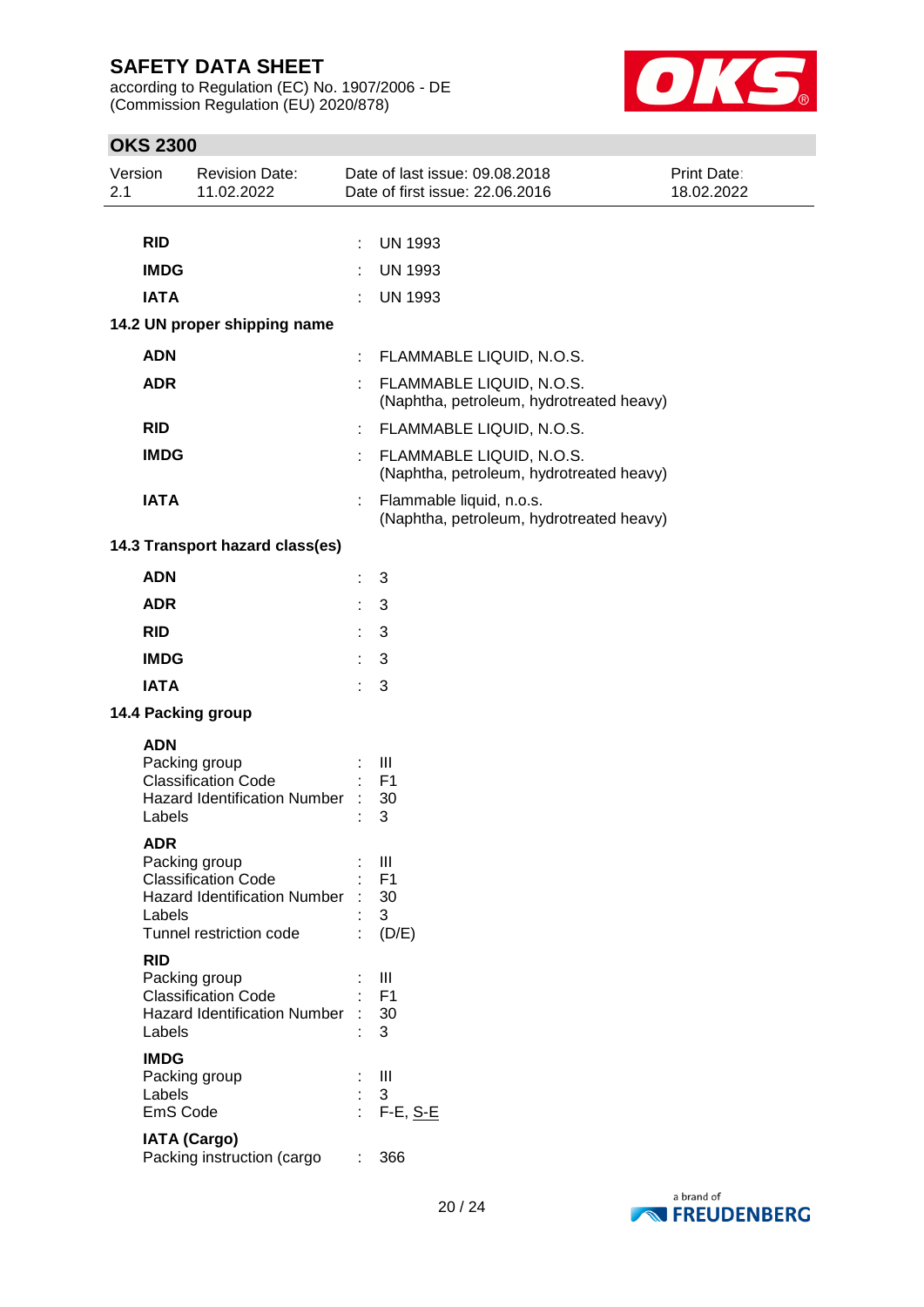| | | |
|---|---|---|
| **RID** | : | UN 1993 |
| **IMDG** | : | UN 1993 |
| **IATA** | : | UN 1993 |

**14.2 UN proper shipping name**

| | | |
|---|---|---|
| **ADN** | : | FLAMMABLE LIQUID, N.O.S. |
| **ADR** | : | FLAMMABLE LIQUID, N.O.S. (Naphtha, petroleum, hydrotreated heavy) |
| **RID** | : | FLAMMABLE LIQUID, N.O.S. |
| **IMDG** | : | FLAMMABLE LIQUID, N.O.S. (Naphtha, petroleum, hydrotreated heavy) |
| **IATA** | : | Flammable liquid, n.o.s. (Naphtha, petroleum, hydrotreated heavy) |

**14.3 Transport hazard class(es)**

| | | |
|---|---|---|
| **ADN** | : | 3 |
| **ADR** | : | 3 |
| **RID** | : | 3 |
| **IMDG** | : | 3 |
| **IATA** | : | 3 |

**14.4 Packing group**

**ADN**

| | | |
|---|---|---|
| Packing group | : | III |
| Classification Code | : | F1 |
| Hazard Identification Number | : | 30 |
| Labels | : | 3 |

**ADR**

| | | |
|---|---|---|
| Packing group | : | III |
| Classification Code | : | F1 |
| Hazard Identification Number | : | 30 |
| Labels | : | 3 |
| Tunnel restriction code | : | (D/E) |

**RID**

| | | |
|---|---|---|
| Packing group | : | III |
| Classification Code | : | F1 |
| Hazard Identification Number | : | 30 |
| Labels | : | 3 |

**IMDG**

| | | |
|---|---|---|
| Packing group | : | III |
| Labels | : | 3 |
| EmS Code | : | F-E, S-E |

**IATA (Cargo)**

| | | |
|---|---|---|
| Packing instruction (cargo | : | 366 |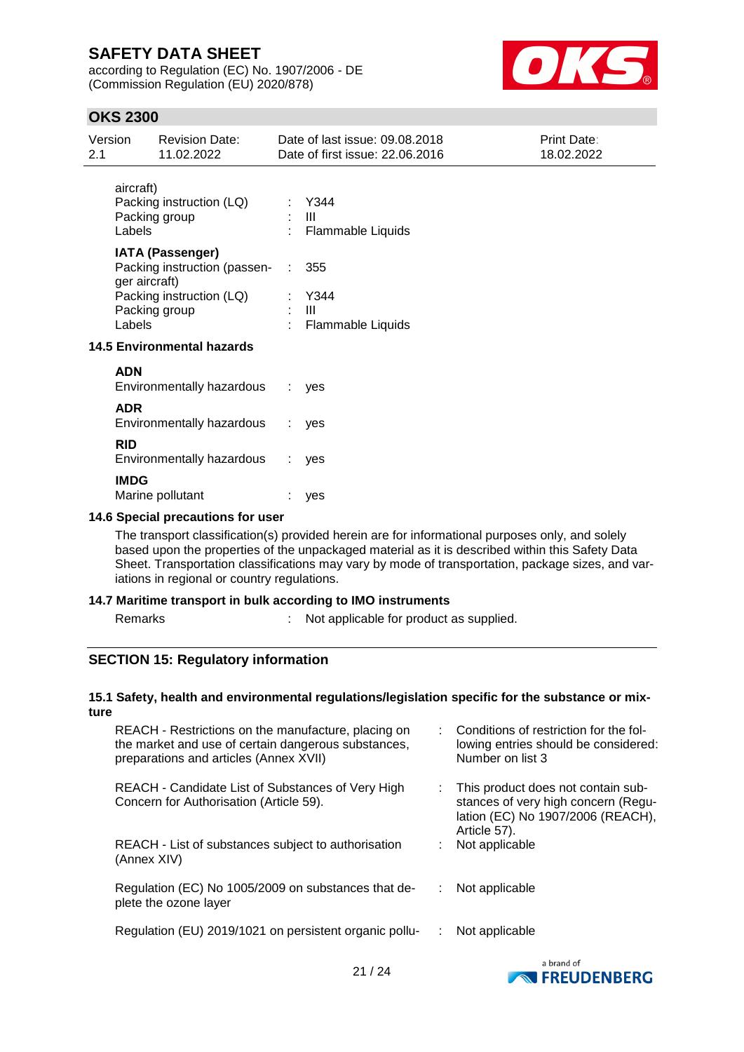aircraft)

| | | |
|---|---|---|
| Packing instruction (LQ) | : | Y344 |
| Packing group | : | III |
| Labels | : | Flammable Liquids |

**IATA (Passenger)**

| | | |
|---|---|---|
| Packing instruction (passenger aircraft) | : | 355 |
| Packing instruction (LQ) | : | Y344 |
| Packing group | : | III |
| Labels | : | Flammable Liquids |

### 14.5 Environmental hazards

**ADN**

Environmentally hazardous : yes

**ADR**

Environmentally hazardous : yes

**RID**

Environmentally hazardous : yes

**IMDG**

Marine pollutant : yes

### 14.6 Special precautions for user

The transport classification(s) provided herein are for informational purposes only, and solely based upon the properties of the unpackaged material as it is described within this Safety Data Sheet. Transportation classifications may vary by mode of transportation, package sizes, and variations in regional or country regulations.

### 14.7 Maritime transport in bulk according to IMO instruments

Remarks : Not applicable for product as supplied.

## SECTION 15: Regulatory information

### 15.1 Safety, health and environmental regulations/legislation specific for the substance or mixture

| | | |
|---|---|---|
| REACH - Restrictions on the manufacture, placing on the market and use of certain dangerous substances, preparations and articles (Annex XVII) | : | Conditions of restriction for the following entries should be considered: Number on list 3 |
| REACH - Candidate List of Substances of Very High Concern for Authorisation (Article 59). | : | This product does not contain substances of very high concern (Regulation (EC) No 1907/2006 (REACH), Article 57). |
| REACH - List of substances subject to authorisation (Annex XIV) | : | Not applicable |
| Regulation (EC) No 1005/2009 on substances that deplete the ozone layer | : | Not applicable |
| Regulation (EU) 2019/1021 on persistent organic pollu- | : | Not applicable |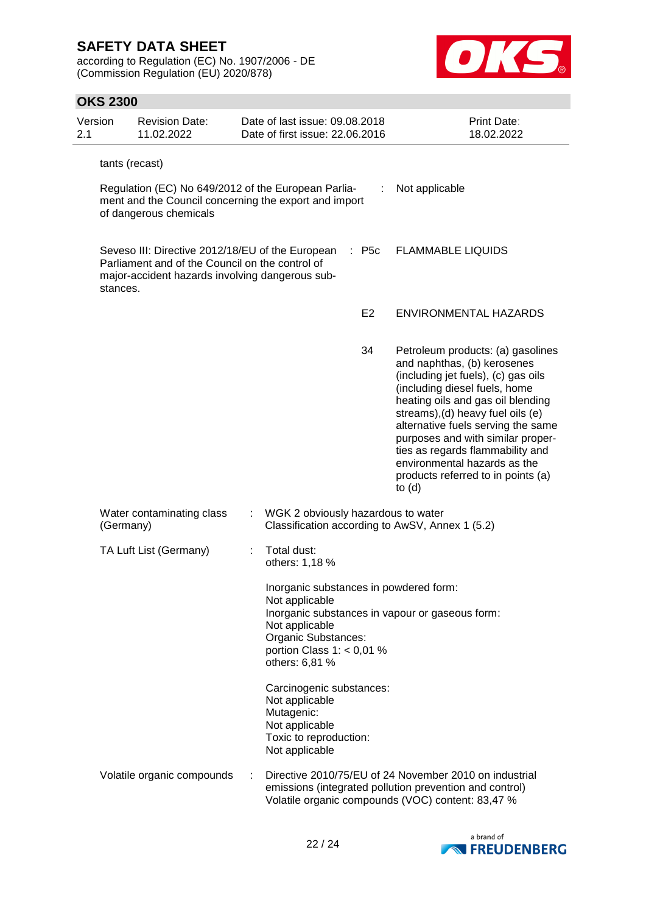tants (recast)

| | | |
|---|---|---|
| Regulation (EC) No 649/2012 of the European Parliament and the Council concerning the export and import of dangerous chemicals | : | Not applicable |
| Seveso III: Directive 2012/18/EU of the European Parliament and of the Council on the control of major-accident hazards involving dangerous substances. | : P5c | FLAMMABLE LIQUIDS |
| | E2 | ENVIRONMENTAL HAZARDS |
| | 34 | Petroleum products: (a) gasolines and naphthas, (b) kerosenes (including jet fuels), (c) gas oils (including diesel fuels, home heating oils and gas oil blending streams),(d) heavy fuel oils (e) alternative fuels serving the same purposes and with similar properties as regards flammability and environmental hazards as the products referred to in points (a) to (d) |

Water contaminating class (Germany) : WGK 2 obviously hazardous to water
Classification according to AwSV, Annex 1 (5.2)

TA Luft List (Germany) : Total dust:
others: 1,18 %

Inorganic substances in powdered form:
Not applicable
Inorganic substances in vapour or gaseous form:
Not applicable
Organic Substances:
portion Class 1: < 0,01 %
others: 6,81 %

Carcinogenic substances:
Not applicable
Mutagenic:
Not applicable
Toxic to reproduction:
Not applicable

Volatile organic compounds : Directive 2010/75/EU of 24 November 2010 on industrial emissions (integrated pollution prevention and control)
Volatile organic compounds (VOC) content: 83,47 %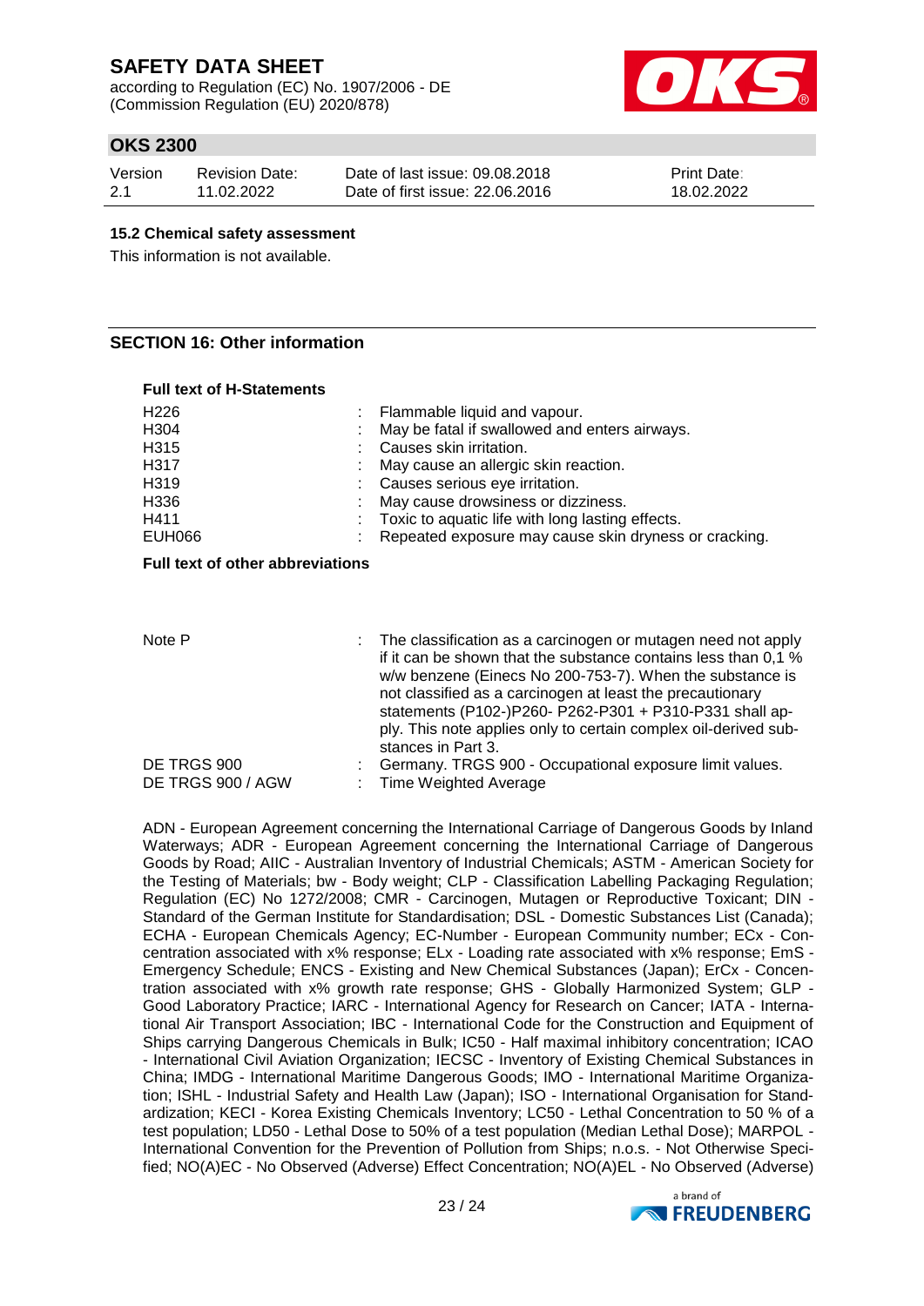### 15.2 Chemical safety assessment

This information is not available.

## SECTION 16: Other information

**Full text of H-Statements**

| | |
|---|---|
| H226 | Flammable liquid and vapour. |
| H304 | May be fatal if swallowed and enters airways. |
| H315 | Causes skin irritation. |
| H317 | May cause an allergic skin reaction. |
| H319 | Causes serious eye irritation. |
| H336 | May cause drowsiness or dizziness. |
| H411 | Toxic to aquatic life with long lasting effects. |
| EUH066 | Repeated exposure may cause skin dryness or cracking. |

**Full text of other abbreviations**

| | |
|---|---|
| Note P | The classification as a carcinogen or mutagen need not apply if it can be shown that the substance contains less than 0,1 % w/w benzene (Einecs No 200-753-7). When the substance is not classified as a carcinogen at least the precautionary statements (P102-)P260- P262-P301 + P310-P331 shall apply. This note applies only to certain complex oil-derived substances in Part 3. |
| DE TRGS 900 | Germany. TRGS 900 - Occupational exposure limit values. |
| DE TRGS 900 / AGW | Time Weighted Average |

ADN - European Agreement concerning the International Carriage of Dangerous Goods by Inland Waterways; ADR - European Agreement concerning the International Carriage of Dangerous Goods by Road; AIIC - Australian Inventory of Industrial Chemicals; ASTM - American Society for the Testing of Materials; bw - Body weight; CLP - Classification Labelling Packaging Regulation; Regulation (EC) No 1272/2008; CMR - Carcinogen, Mutagen or Reproductive Toxicant; DIN - Standard of the German Institute for Standardisation; DSL - Domestic Substances List (Canada); ECHA - European Chemicals Agency; EC-Number - European Community number; ECx - Concentration associated with x% response; ELx - Loading rate associated with x% response; EmS - Emergency Schedule; ENCS - Existing and New Chemical Substances (Japan); ErCx - Concentration associated with x% growth rate response; GHS - Globally Harmonized System; GLP - Good Laboratory Practice; IARC - International Agency for Research on Cancer; IATA - International Air Transport Association; IBC - International Code for the Construction and Equipment of Ships carrying Dangerous Chemicals in Bulk; IC50 - Half maximal inhibitory concentration; ICAO - International Civil Aviation Organization; IECSC - Inventory of Existing Chemical Substances in China; IMDG - International Maritime Dangerous Goods; IMO - International Maritime Organization; ISHL - Industrial Safety and Health Law (Japan); ISO - International Organisation for Standardization; KECI - Korea Existing Chemicals Inventory; LC50 - Lethal Concentration to 50 % of a test population; LD50 - Lethal Dose to 50% of a test population (Median Lethal Dose); MARPOL - International Convention for the Prevention of Pollution from Ships; n.o.s. - Not Otherwise Specified; NO(A)EC - No Observed (Adverse) Effect Concentration; NO(A)EL - No Observed (Adverse)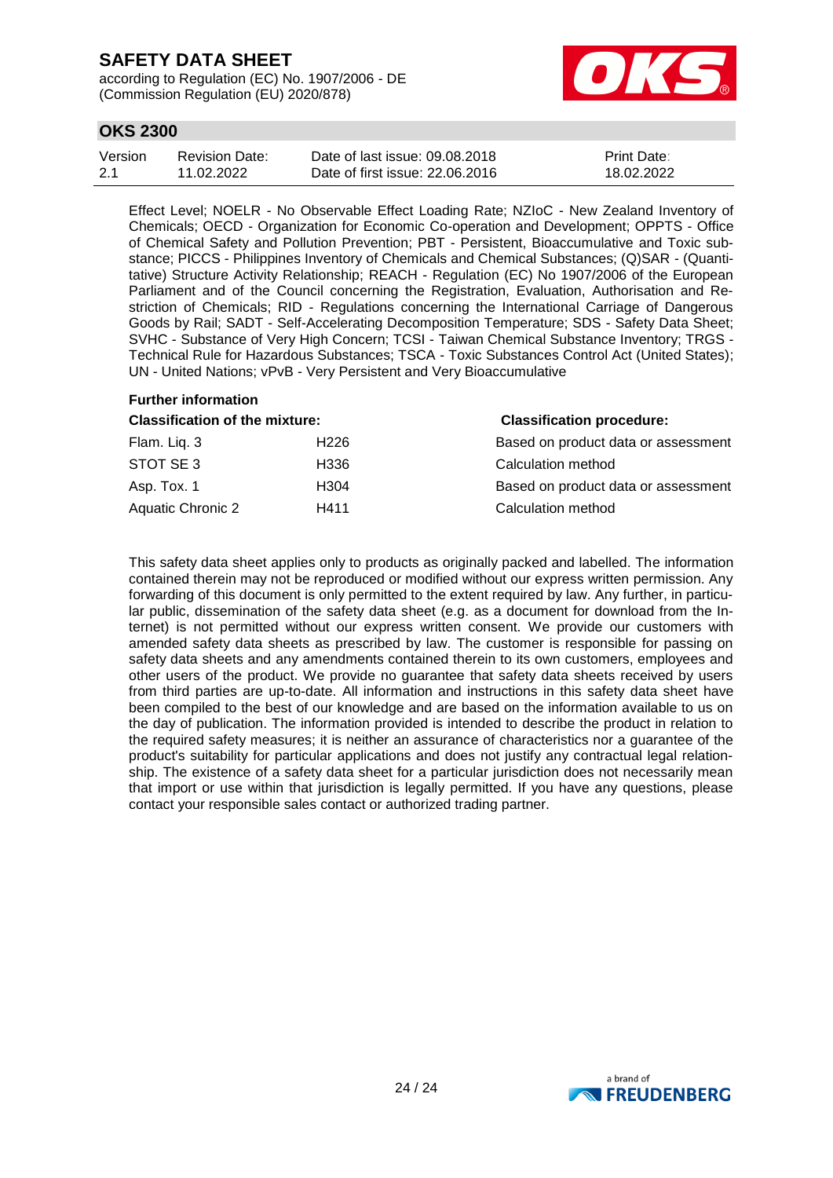Effect Level; NOELR - No Observable Effect Loading Rate; NZIoC - New Zealand Inventory of Chemicals; OECD - Organization for Economic Co-operation and Development; OPPTS - Office of Chemical Safety and Pollution Prevention; PBT - Persistent, Bioaccumulative and Toxic substance; PICCS - Philippines Inventory of Chemicals and Chemical Substances; (Q)SAR - (Quantitative) Structure Activity Relationship; REACH - Regulation (EC) No 1907/2006 of the European Parliament and of the Council concerning the Registration, Evaluation, Authorisation and Restriction of Chemicals; RID - Regulations concerning the International Carriage of Dangerous Goods by Rail; SADT - Self-Accelerating Decomposition Temperature; SDS - Safety Data Sheet; SVHC - Substance of Very High Concern; TCSI - Taiwan Chemical Substance Inventory; TRGS - Technical Rule for Hazardous Substances; TSCA - Toxic Substances Control Act (United States); UN - United Nations; vPvB - Very Persistent and Very Bioaccumulative

**Further information**

| **Classification of the mixture:** | | **Classification procedure:** |
|---|---|---|
| Flam. Liq. 3 | H226 | Based on product data or assessment |
| STOT SE 3 | H336 | Calculation method |
| Asp. Tox. 1 | H304 | Based on product data or assessment |
| Aquatic Chronic 2 | H411 | Calculation method |

This safety data sheet applies only to products as originally packed and labelled. The information contained therein may not be reproduced or modified without our express written permission. Any forwarding of this document is only permitted to the extent required by law. Any further, in particular public, dissemination of the safety data sheet (e.g. as a document for download from the Internet) is not permitted without our express written consent. We provide our customers with amended safety data sheets as prescribed by law. The customer is responsible for passing on safety data sheets and any amendments contained therein to its own customers, employees and other users of the product. We provide no guarantee that safety data sheets received by users from third parties are up-to-date. All information and instructions in this safety data sheet have been compiled to the best of our knowledge and are based on the information available to us on the day of publication. The information provided is intended to describe the product in relation to the required safety measures; it is neither an assurance of characteristics nor a guarantee of the product's suitability for particular applications and does not justify any contractual legal relationship. The existence of a safety data sheet for a particular jurisdiction does not necessarily mean that import or use within that jurisdiction is legally permitted. If you have any questions, please contact your responsible sales contact or authorized trading partner.